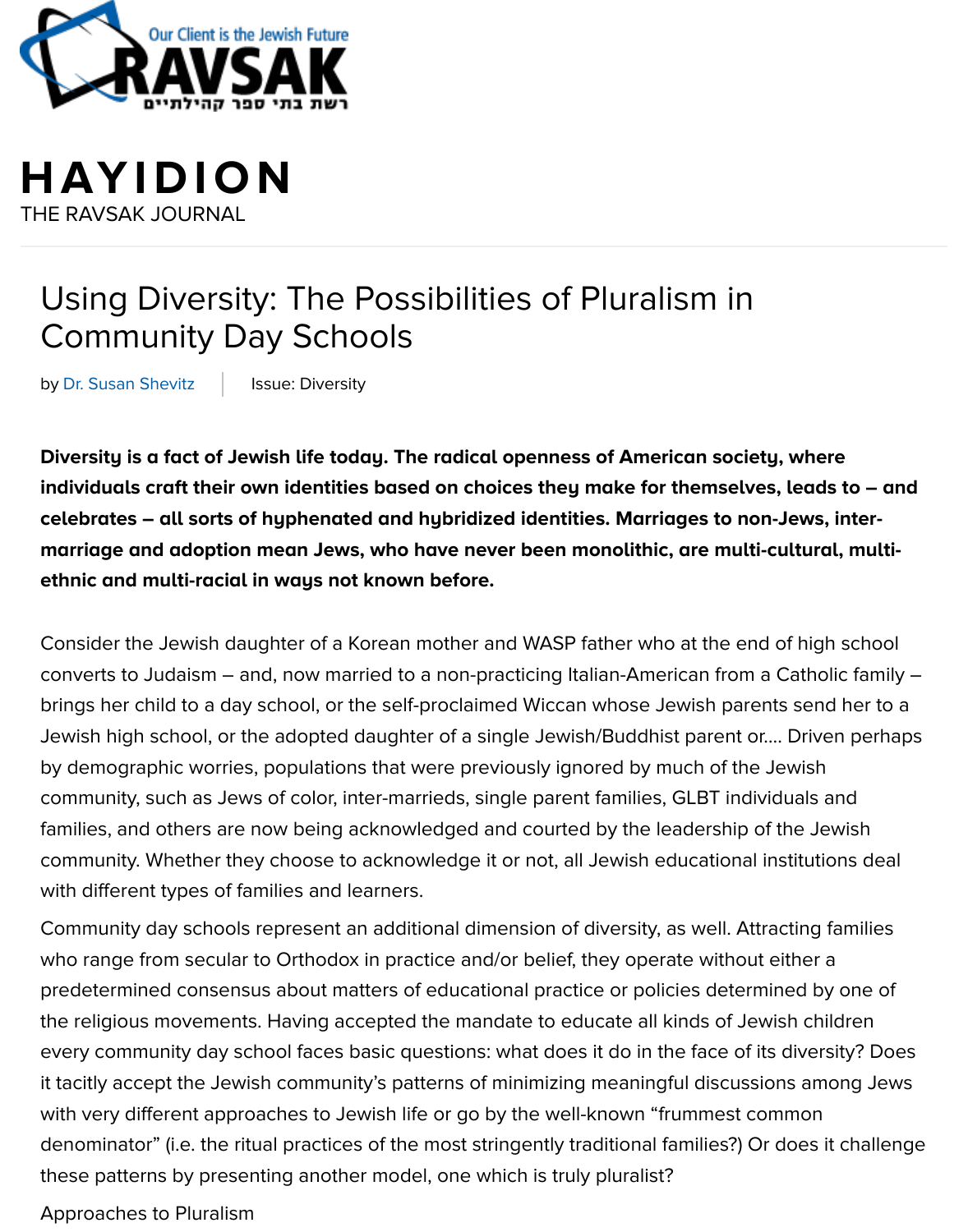RAVSAK

Our Client is the Jewish Future

רשת בתי ספר קהילתיים

# HAYIDION

THE RAVSAK JOURNAL

## Using Diversity: The Possibilities of Pluralism in Community Day Schools

by Dr. Susan Shevitz | Issue: Diversity

**Diversity is a fact of Jewish life today. The radical openness of American society, where individuals craft their own identities based on choices they make for themselves, leads to – and celebrates – all sorts of hyphenated and hybridized identities. Marriages to non-Jews, inter-marriage and adoption mean Jews, who have never been monolithic, are multi-cultural, multi-ethnic and multi-racial in ways not known before.**

Consider the Jewish daughter of a Korean mother and WASP father who at the end of high school converts to Judaism – and, now married to a non-practicing Italian-American from a Catholic family – brings her child to a day school, or the self-proclaimed Wiccan whose Jewish parents send her to a Jewish high school, or the adopted daughter of a single Jewish/Buddhist parent or.... Driven perhaps by demographic worries, populations that were previously ignored by much of the Jewish community, such as Jews of color, inter-marrieds, single parent families, GLBT individuals and families, and others are now being acknowledged and courted by the leadership of the Jewish community. Whether they choose to acknowledge it or not, all Jewish educational institutions deal with different types of families and learners.

Community day schools represent an additional dimension of diversity, as well. Attracting families who range from secular to Orthodox in practice and/or belief, they operate without either a predetermined consensus about matters of educational practice or policies determined by one of the religious movements. Having accepted the mandate to educate all kinds of Jewish children every community day school faces basic questions: what does it do in the face of its diversity? Does it tacitly accept the Jewish community's patterns of minimizing meaningful discussions among Jews with very different approaches to Jewish life or go by the well-known "frummest common denominator" (i.e. the ritual practices of the most stringently traditional families?) Or does it challenge these patterns by presenting another model, one which is truly pluralist?

Approaches to Pluralism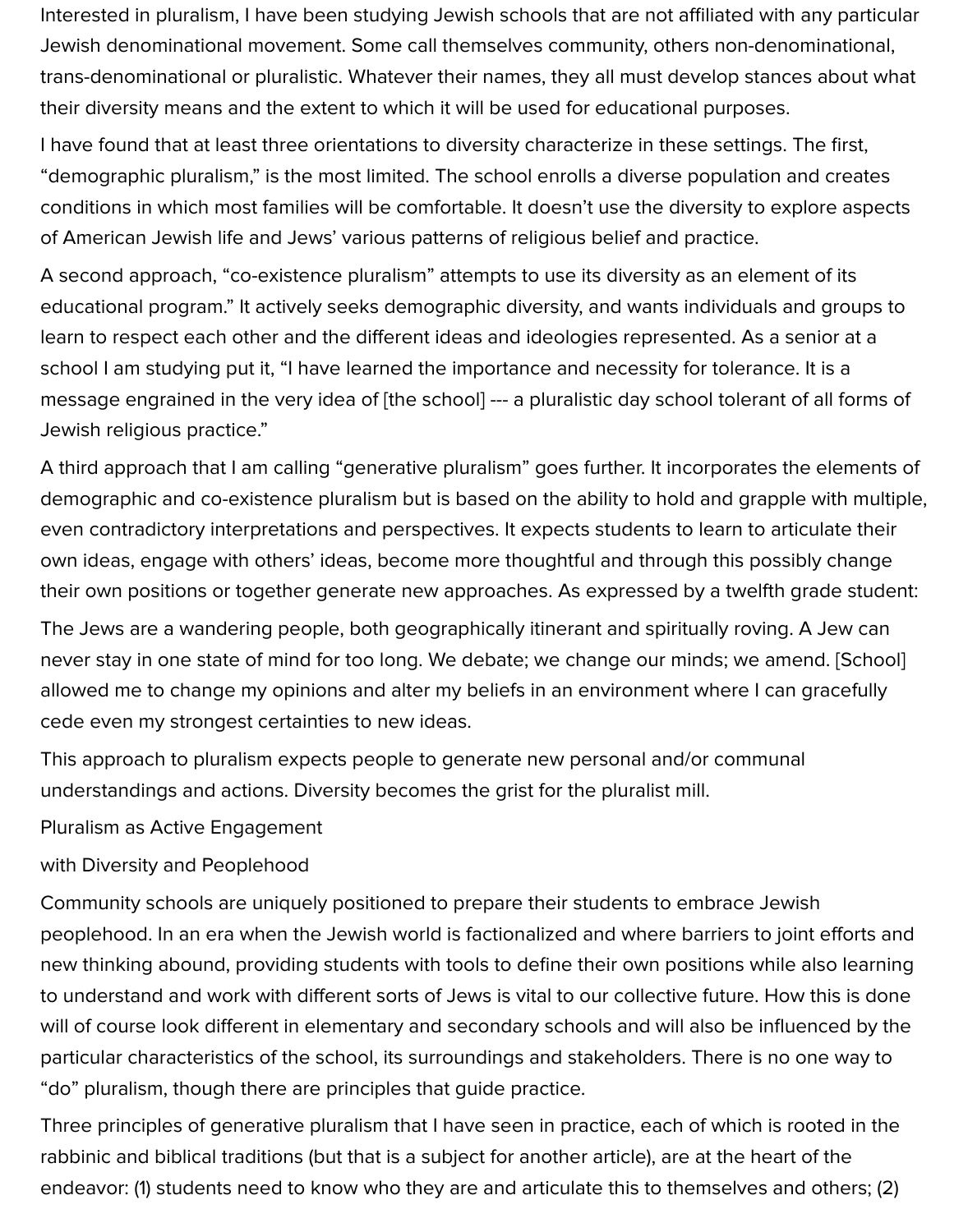Interested in pluralism, I have been studying Jewish schools that are not affiliated with any particular Jewish denominational movement. Some call themselves community, others non-denominational, trans-denominational or pluralistic. Whatever their names, they all must develop stances about what their diversity means and the extent to which it will be used for educational purposes.

I have found that at least three orientations to diversity characterize in these settings. The first, "demographic pluralism," is the most limited. The school enrolls a diverse population and creates conditions in which most families will be comfortable. It doesn't use the diversity to explore aspects of American Jewish life and Jews' various patterns of religious belief and practice.

A second approach, "co-existence pluralism" attempts to use its diversity as an element of its educational program." It actively seeks demographic diversity, and wants individuals and groups to learn to respect each other and the different ideas and ideologies represented. As a senior at a school I am studying put it, "I have learned the importance and necessity for tolerance. It is a message engrained in the very idea of [the school] --- a pluralistic day school tolerant of all forms of Jewish religious practice."

A third approach that I am calling "generative pluralism" goes further. It incorporates the elements of demographic and co-existence pluralism but is based on the ability to hold and grapple with multiple, even contradictory interpretations and perspectives. It expects students to learn to articulate their own ideas, engage with others' ideas, become more thoughtful and through this possibly change their own positions or together generate new approaches. As expressed by a twelfth grade student:

The Jews are a wandering people, both geographically itinerant and spiritually roving. A Jew can never stay in one state of mind for too long. We debate; we change our minds; we amend. [School] allowed me to change my opinions and alter my beliefs in an environment where I can gracefully cede even my strongest certainties to new ideas.

This approach to pluralism expects people to generate new personal and/or communal understandings and actions. Diversity becomes the grist for the pluralist mill.

## Pluralism as Active Engagement with Diversity and Peoplehood

Community schools are uniquely positioned to prepare their students to embrace Jewish peoplehood. In an era when the Jewish world is factionalized and where barriers to joint efforts and new thinking abound, providing students with tools to define their own positions while also learning to understand and work with different sorts of Jews is vital to our collective future. How this is done will of course look different in elementary and secondary schools and will also be influenced by the particular characteristics of the school, its surroundings and stakeholders. There is no one way to "do" pluralism, though there are principles that guide practice.

Three principles of generative pluralism that I have seen in practice, each of which is rooted in the rabbinic and biblical traditions (but that is a subject for another article), are at the heart of the endeavor: (1) students need to know who they are and articulate this to themselves and others; (2)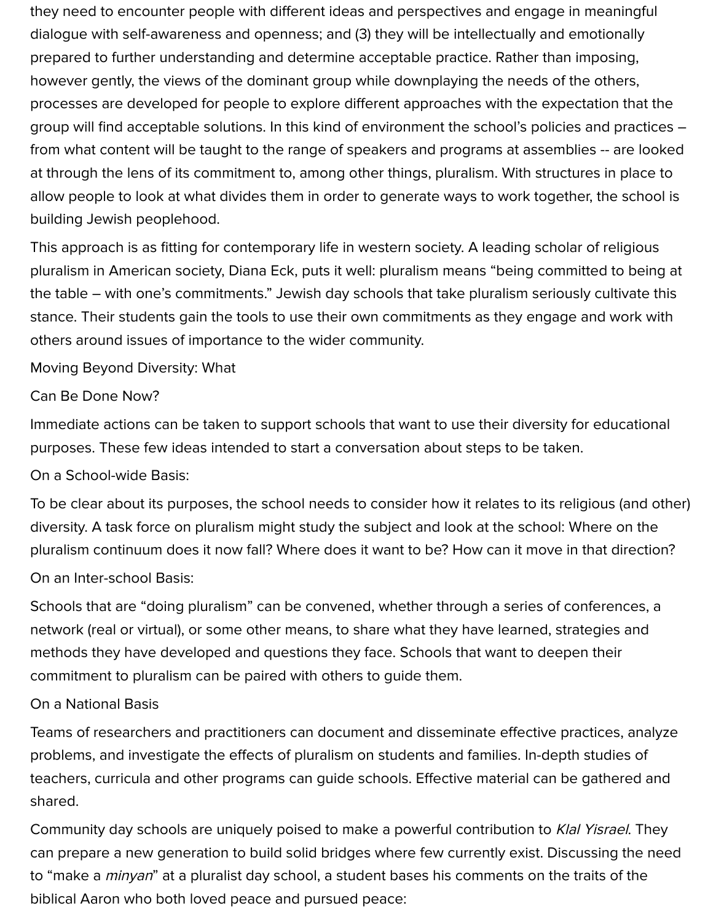they need to encounter people with different ideas and perspectives and engage in meaningful dialogue with self-awareness and openness; and (3) they will be intellectually and emotionally prepared to further understanding and determine acceptable practice. Rather than imposing, however gently, the views of the dominant group while downplaying the needs of the others, processes are developed for people to explore different approaches with the expectation that the group will find acceptable solutions. In this kind of environment the school's policies and practices – from what content will be taught to the range of speakers and programs at assemblies -- are looked at through the lens of its commitment to, among other things, pluralism. With structures in place to allow people to look at what divides them in order to generate ways to work together, the school is building Jewish peoplehood.

This approach is as fitting for contemporary life in western society. A leading scholar of religious pluralism in American society, Diana Eck, puts it well: pluralism means "being committed to being at the table – with one's commitments." Jewish day schools that take pluralism seriously cultivate this stance. Their students gain the tools to use their own commitments as they engage and work with others around issues of importance to the wider community.

## Moving Beyond Diversity: What Can Be Done Now?

Immediate actions can be taken to support schools that want to use their diversity for educational purposes. These few ideas intended to start a conversation about steps to be taken.

### On a School-wide Basis:

To be clear about its purposes, the school needs to consider how it relates to its religious (and other) diversity. A task force on pluralism might study the subject and look at the school: Where on the pluralism continuum does it now fall? Where does it want to be? How can it move in that direction?

### On an Inter-school Basis:

Schools that are "doing pluralism" can be convened, whether through a series of conferences, a network (real or virtual), or some other means, to share what they have learned, strategies and methods they have developed and questions they face. Schools that want to deepen their commitment to pluralism can be paired with others to guide them.

### On a National Basis

Teams of researchers and practitioners can document and disseminate effective practices, analyze problems, and investigate the effects of pluralism on students and families. In-depth studies of teachers, curricula and other programs can guide schools. Effective material can be gathered and shared.

Community day schools are uniquely poised to make a powerful contribution to *Klal Yisrael*. They can prepare a new generation to build solid bridges where few currently exist. Discussing the need to "make a *minyan*" at a pluralist day school, a student bases his comments on the traits of the biblical Aaron who both loved peace and pursued peace: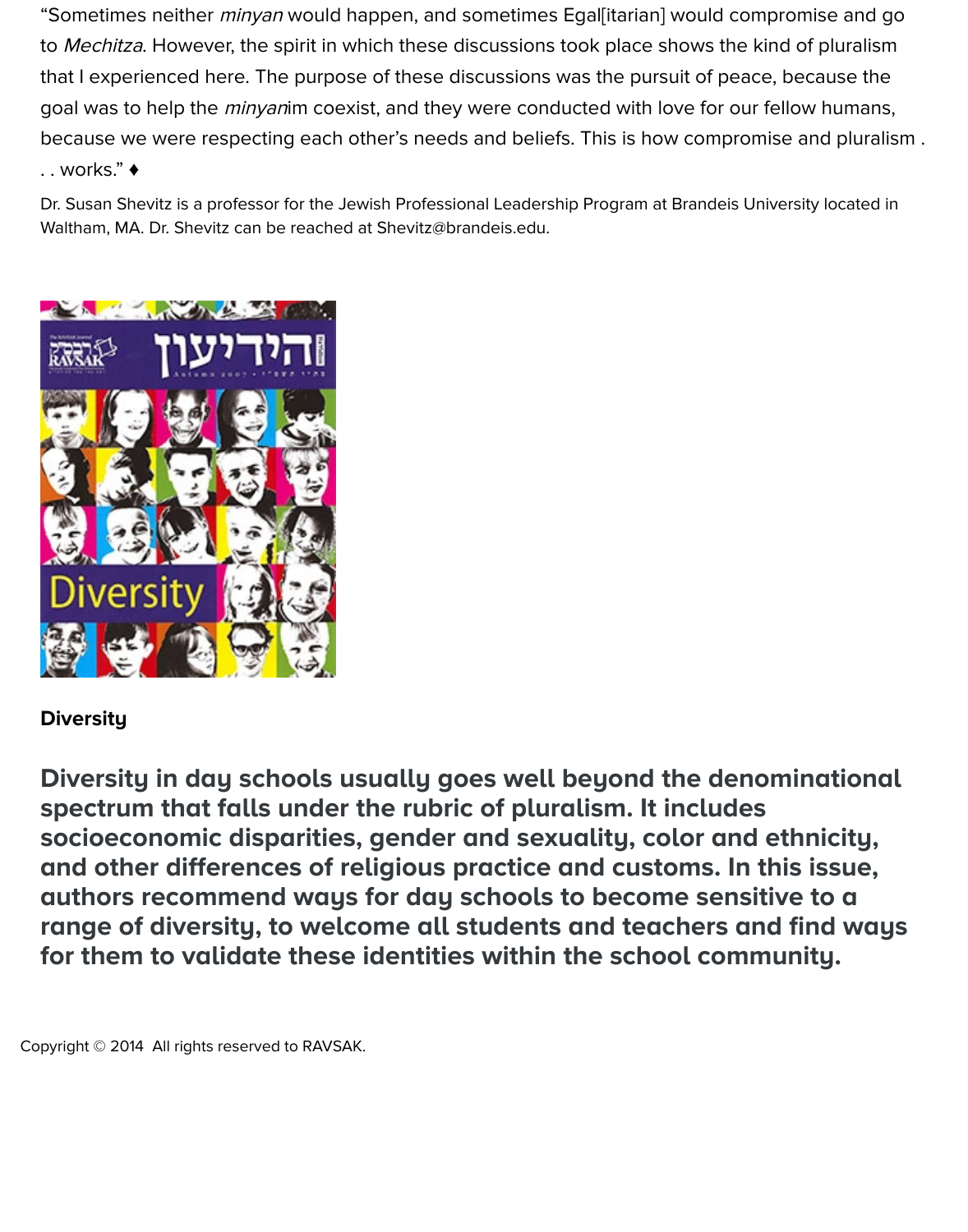"Sometimes neither *minyan* would happen, and sometimes Egal[itarian] would compromise and go to *Mechitza*. However, the spirit in which these discussions took place shows the kind of pluralism that I experienced here. The purpose of these discussions was the pursuit of peace, because the goal was to help the *minyan*im coexist, and they were conducted with love for our fellow humans, because we were respecting each other's needs and beliefs. This is how compromise and pluralism . . . works." ♦

Dr. Susan Shevitz is a professor for the Jewish Professional Leadership Program at Brandeis University located in Waltham, MA. Dr. Shevitz can be reached at Shevitz@brandeis.edu.

**Diversity**

**Diversity in day schools usually goes well beyond the denominational spectrum that falls under the rubric of pluralism. It includes socioeconomic disparities, gender and sexuality, color and ethnicity, and other differences of religious practice and customs. In this issue, authors recommend ways for day schools to become sensitive to a range of diversity, to welcome all students and teachers and find ways for them to validate these identities within the school community.**

Copyright © 2014 All rights reserved to RAVSAK.